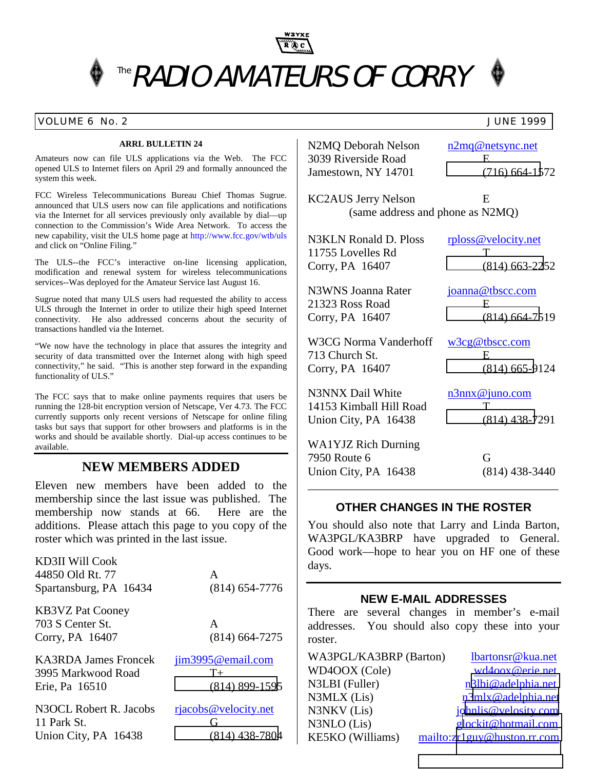W3YXE

RAC

# The RADIO AMATEURS OF CORRY

VOLUME 6 No. 2 JUNE 1999

### ARRL BULLETIN 24

Amateurs now can file ULS applications via the Web. The FCC opened ULS to Internet filers on April 29 and formally announced the system this week.

FCC Wireless Telecommunications Bureau Chief Thomas Sugrue. announced that ULS users now can file applications and notifications via the Internet for all services previously only available by dial—up connection to the Commission's Wide Area Network. To access the new capability, visit the ULS home page at http://www.fcc.gov/wtb/uls and click on "Online Filing."

The ULS--the FCC's interactive on-line licensing application, modification and renewal system for wireless telecommunications services--Was deployed for the Amateur Service last August 16.

Sugrue noted that many ULS users had requested the ability to access ULS through the Internet in order to utilize their high speed Internet connectivity. He also addressed concerns about the security of transactions handled via the Internet.

"We now have the technology in place that assures the integrity and security of data transmitted over the Internet along with high speed connectivity," he said. "This is another step forward in the expanding functionality of ULS."

The FCC says that to make online payments requires that users be running the 128-bit encryption version of Netscape, Ver 4.73. The FCC currently supports only recent versions of Netscape for online filing tasks but says that support for other browsers and platforms is in the works and should be available shortly. Dial-up access continues to be available.

## NEW MEMBERS ADDED

Eleven new members have been added to the membership since the last issue was published. The membership now stands at 66. Here are the additions. Please attach this page to you copy of the roster which was printed in the last issue.

KD3II Will Cook
44850 Old Rt. 77 — A
Spartansburg, PA 16434 — (814) 654-7776

KB3VZ Pat Cooney
703 S Center St. — A
Corry, PA 16407 — (814) 664-7275

KA3RDA James Froncek — jim3995@email.com
3995 Markwood Road — T+
Erie, Pa 16510 — (814) 899-1595

N3OCL Robert R. Jacobs — rjacobs@velocity.net
11 Park St. — G
Union City, PA 16438 — (814) 438-7804

N2MQ Deborah Nelson — n2mq@netsync.net
3039 Riverside Road — E
Jamestown, NY 14701 — (716) 664-1572

KC2AUS Jerry Nelson — E
(same address and phone as N2MQ)

N3KLN Ronald D. Ploss — rploss@velocity.net
11755 Lovelles Rd — T
Corry, PA 16407 — (814) 663-2252

N3WNS Joanna Rater — joanna@tbscc.com
21323 Ross Road — E
Corry, PA 16407 — (814) 664-7519

W3CG Norma Vanderhoff — w3cg@tbscc.com
713 Church St. — E
Corry, PA 16407 — (814) 665-9124

N3NNX Dail White — n3nnx@juno.com
14153 Kimball Hill Road — T
Union City, PA 16438 — (814) 438-7291

WA1YJZ Rich Durning
7950 Route 6 — G
Union City, PA 16438 — (814) 438-3440

## OTHER CHANGES IN THE ROSTER

You should also note that Larry and Linda Barton, WA3PGL/KA3BRP have upgraded to General. Good work—hope to hear you on HF one of these days.

## NEW E-MAIL ADDRESSES

There are several changes in member's e-mail addresses. You should also copy these into your roster.

| | |
|---|---|
| WA3PGL/KA3BRP (Barton) | lbartonsr@kua.net |
| WD4OOX (Cole) | wd4oox@erie.net |
| N3LBI (Fuller) | n3lbi@adelphia.net |
| N3MLX (Lis) | n3mlx@adelphia.net |
| N3NKV (Lis) | johnlis@velosity.com |
| N3NLO (Lis) | glockit@hotmail.com |
| KE5KO (Williams) | mailto:zr1guy@huston.rr.com |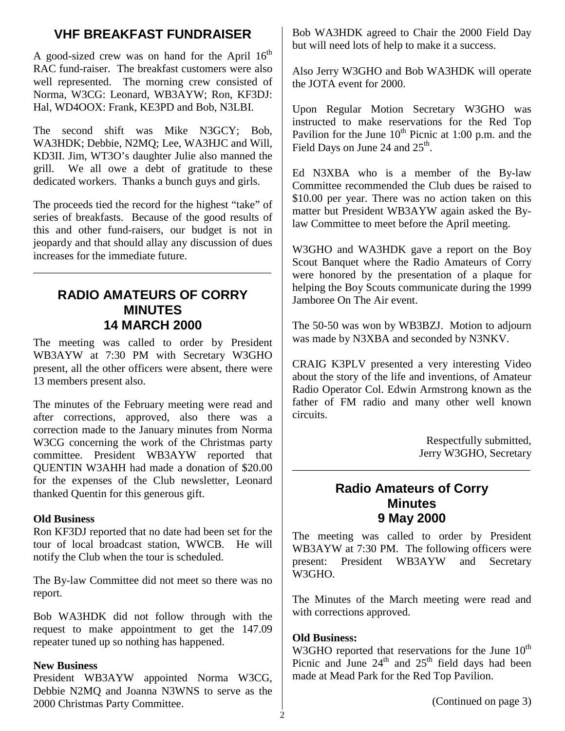## VHF BREAKFAST FUNDRAISER

A good-sized crew was on hand for the April 16th RAC fund-raiser. The breakfast customers were also well represented. The morning crew consisted of Norma, W3CG: Leonard, WB3AYW; Ron, KF3DJ: Hal, WD4OOX: Frank, KE3PD and Bob, N3LBI.

The second shift was Mike N3GCY; Bob, WA3HDK; Debbie, N2MQ; Lee, WA3HJC and Will, KD3II. Jim, WT3O's daughter Julie also manned the grill. We all owe a debt of gratitude to these dedicated workers. Thanks a bunch guys and girls.

The proceeds tied the record for the highest "take" of series of breakfasts. Because of the good results of this and other fund-raisers, our budget is not in jeopardy and that should allay any discussion of dues increases for the immediate future.

---

## RADIO AMATEURS OF CORRY MINUTES 14 MARCH 2000

The meeting was called to order by President WB3AYW at 7:30 PM with Secretary W3GHO present, all the other officers were absent, there were 13 members present also.

The minutes of the February meeting were read and after corrections, approved, also there was a correction made to the January minutes from Norma W3CG concerning the work of the Christmas party committee. President WB3AYW reported that QUENTIN W3AHH had made a donation of $20.00 for the expenses of the Club newsletter, Leonard thanked Quentin for this generous gift.

**Old Business**

Ron KF3DJ reported that no date had been set for the tour of local broadcast station, WWCB. He will notify the Club when the tour is scheduled.

The By-law Committee did not meet so there was no report.

Bob WA3HDK did not follow through with the request to make appointment to get the 147.09 repeater tuned up so nothing has happened.

**New Business**

President WB3AYW appointed Norma W3CG, Debbie N2MQ and Joanna N3WNS to serve as the 2000 Christmas Party Committee.

Bob WA3HDK agreed to Chair the 2000 Field Day but will need lots of help to make it a success.

Also Jerry W3GHO and Bob WA3HDK will operate the JOTA event for 2000.

Upon Regular Motion Secretary W3GHO was instructed to make reservations for the Red Top Pavilion for the June 10th Picnic at 1:00 p.m. and the Field Days on June 24 and 25th.

Ed N3XBA who is a member of the By-law Committee recommended the Club dues be raised to $10.00 per year. There was no action taken on this matter but President WB3AYW again asked the By-law Committee to meet before the April meeting.

W3GHO and WA3HDK gave a report on the Boy Scout Banquet where the Radio Amateurs of Corry were honored by the presentation of a plaque for helping the Boy Scouts communicate during the 1999 Jamboree On The Air event.

The 50-50 was won by WB3BZJ. Motion to adjourn was made by N3XBA and seconded by N3NKV.

CRAIG K3PLV presented a very interesting Video about the story of the life and inventions, of Amateur Radio Operator Col. Edwin Armstrong known as the father of FM radio and many other well known circuits.

Respectfully submitted,
Jerry W3GHO, Secretary

---

## Radio Amateurs of Corry Minutes 9 May 2000

The meeting was called to order by President WB3AYW at 7:30 PM. The following officers were present: President WB3AYW and Secretary W3GHO.

The Minutes of the March meeting were read and with corrections approved.

**Old Business:**

W3GHO reported that reservations for the June 10th Picnic and June 24th and 25th field days had been made at Mead Park for the Red Top Pavilion.

(Continued on page 3)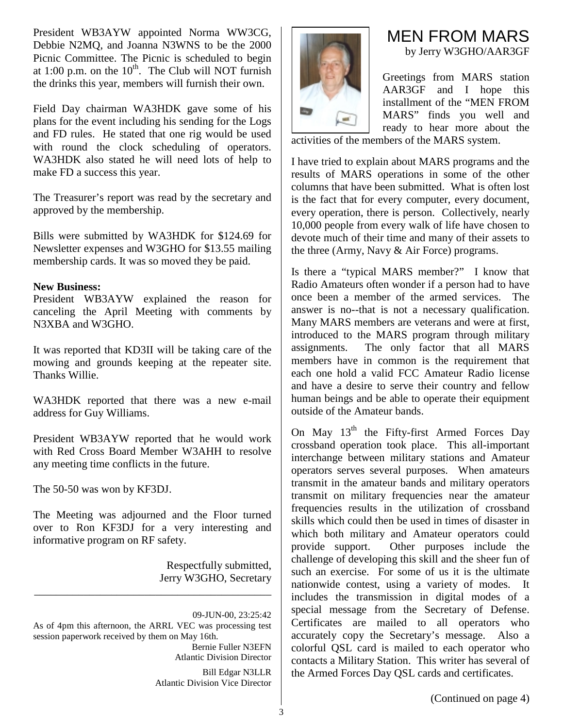President WB3AYW appointed Norma WW3CG, Debbie N2MQ, and Joanna N3WNS to be the 2000 Picnic Committee. The Picnic is scheduled to begin at 1:00 p.m. on the 10th. The Club will NOT furnish the drinks this year, members will furnish their own.

Field Day chairman WA3HDK gave some of his plans for the event including his sending for the Logs and FD rules. He stated that one rig would be used with round the clock scheduling of operators. WA3HDK also stated he will need lots of help to make FD a success this year.

The Treasurer's report was read by the secretary and approved by the membership.

Bills were submitted by WA3HDK for $124.69 for Newsletter expenses and W3GHO for $13.55 mailing membership cards. It was so moved they be paid.

**New Business:**
President WB3AYW explained the reason for canceling the April Meeting with comments by N3XBA and W3GHO.

It was reported that KD3II will be taking care of the mowing and grounds keeping at the repeater site. Thanks Willie.

WA3HDK reported that there was a new e-mail address for Guy Williams.

President WB3AYW reported that he would work with Red Cross Board Member W3AHH to resolve any meeting time conflicts in the future.

The 50-50 was won by KF3DJ.

The Meeting was adjourned and the Floor turned over to Ron KF3DJ for a very interesting and informative program on RF safety.

Respectfully submitted,
Jerry W3GHO, Secretary

---

09-JUN-00, 23:25:42

As of 4pm this afternoon, the ARRL VEC was processing test session paperwork received by them on May 16th.

Bernie Fuller N3EFN
Atlantic Division Director

Bill Edgar N3LLR
Atlantic Division Vice Director

# MEN FROM MARS

by Jerry W3GHO/AAR3GF

Greetings from MARS station AAR3GF and I hope this installment of the "MEN FROM MARS" finds you well and ready to hear more about the activities of the members of the MARS system.

I have tried to explain about MARS programs and the results of MARS operations in some of the other columns that have been submitted. What is often lost is the fact that for every computer, every document, every operation, there is person. Collectively, nearly 10,000 people from every walk of life have chosen to devote much of their time and many of their assets to the three (Army, Navy & Air Force) programs.

Is there a "typical MARS member?" I know that Radio Amateurs often wonder if a person had to have once been a member of the armed services. The answer is no--that is not a necessary qualification. Many MARS members are veterans and were at first, introduced to the MARS program through military assignments. The only factor that all MARS members have in common is the requirement that each one hold a valid FCC Amateur Radio license and have a desire to serve their country and fellow human beings and be able to operate their equipment outside of the Amateur bands.

On May 13th the Fifty-first Armed Forces Day crossband operation took place. This all-important interchange between military stations and Amateur operators serves several purposes. When amateurs transmit in the amateur bands and military operators transmit on military frequencies near the amateur frequencies results in the utilization of crossband skills which could then be used in times of disaster in which both military and Amateur operators could provide support. Other purposes include the challenge of developing this skill and the sheer fun of such an exercise. For some of us it is the ultimate nationwide contest, using a variety of modes. It includes the transmission in digital modes of a special message from the Secretary of Defense. Certificates are mailed to all operators who accurately copy the Secretary's message. Also a colorful QSL card is mailed to each operator who contacts a Military Station. This writer has several of the Armed Forces Day QSL cards and certificates.

(Continued on page 4)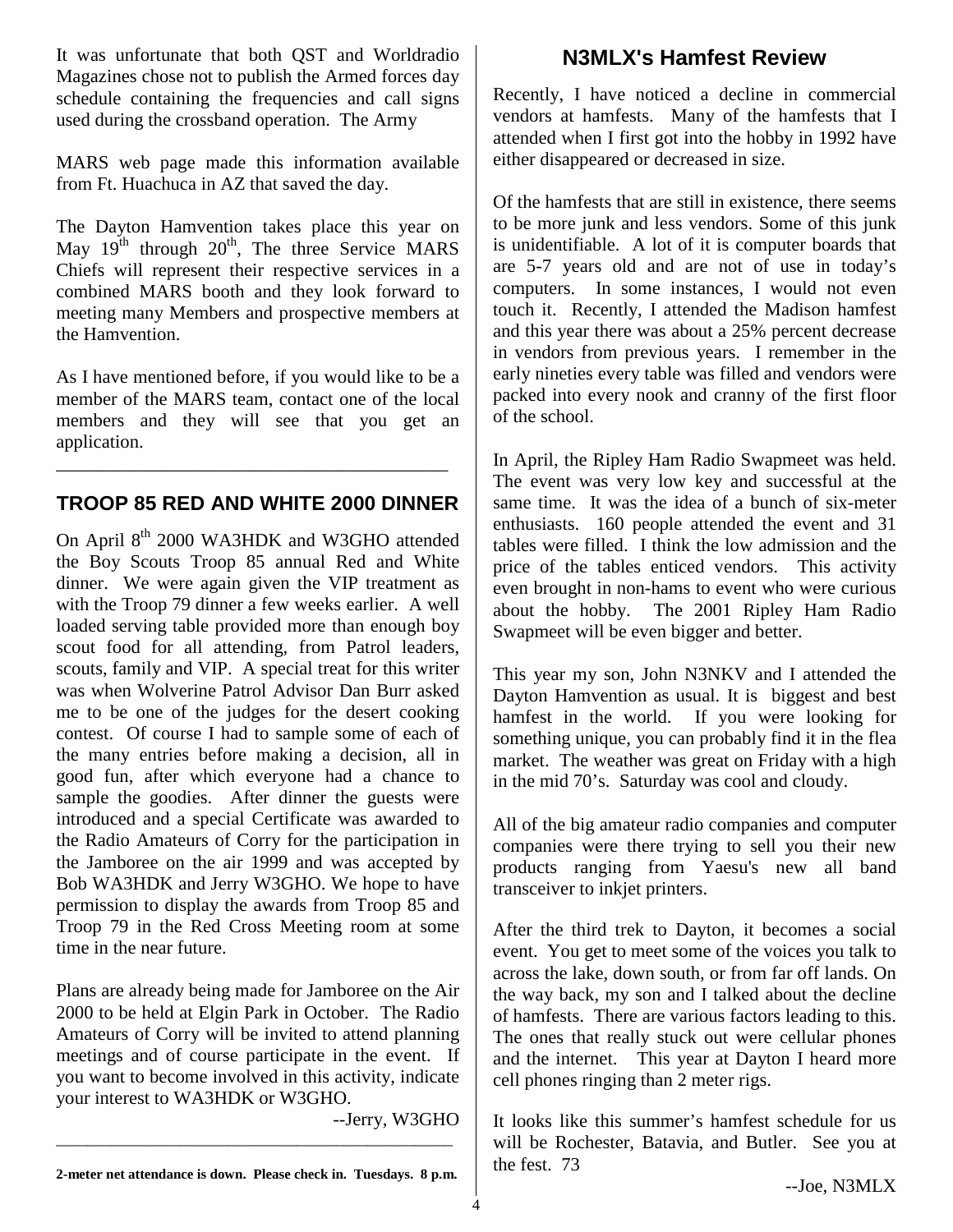It was unfortunate that both QST and Worldradio Magazines chose not to publish the Armed forces day schedule containing the frequencies and call signs used during the crossband operation. The Army

MARS web page made this information available from Ft. Huachuca in AZ that saved the day.

The Dayton Hamvention takes place this year on May 19th through 20th, The three Service MARS Chiefs will represent their respective services in a combined MARS booth and they look forward to meeting many Members and prospective members at the Hamvention.

As I have mentioned before, if you would like to be a member of the MARS team, contact one of the local members and they will see that you get an application.

---

## TROOP 85 RED AND WHITE 2000 DINNER

On April 8th 2000 WA3HDK and W3GHO attended the Boy Scouts Troop 85 annual Red and White dinner. We were again given the VIP treatment as with the Troop 79 dinner a few weeks earlier. A well loaded serving table provided more than enough boy scout food for all attending, from Patrol leaders, scouts, family and VIP. A special treat for this writer was when Wolverine Patrol Advisor Dan Burr asked me to be one of the judges for the desert cooking contest. Of course I had to sample some of each of the many entries before making a decision, all in good fun, after which everyone had a chance to sample the goodies. After dinner the guests were introduced and a special Certificate was awarded to the Radio Amateurs of Corry for the participation in the Jamboree on the air 1999 and was accepted by Bob WA3HDK and Jerry W3GHO. We hope to have permission to display the awards from Troop 85 and Troop 79 in the Red Cross Meeting room at some time in the near future.

Plans are already being made for Jamboree on the Air 2000 to be held at Elgin Park in October. The Radio Amateurs of Corry will be invited to attend planning meetings and of course participate in the event. If you want to become involved in this activity, indicate your interest to WA3HDK or W3GHO.

--Jerry, W3GHO

---

**2-meter net attendance is down. Please check in. Tuesdays. 8 p.m.**

## N3MLX's Hamfest Review

Recently, I have noticed a decline in commercial vendors at hamfests. Many of the hamfests that I attended when I first got into the hobby in 1992 have either disappeared or decreased in size.

Of the hamfests that are still in existence, there seems to be more junk and less vendors. Some of this junk is unidentifiable. A lot of it is computer boards that are 5-7 years old and are not of use in today's computers. In some instances, I would not even touch it. Recently, I attended the Madison hamfest and this year there was about a 25% percent decrease in vendors from previous years. I remember in the early nineties every table was filled and vendors were packed into every nook and cranny of the first floor of the school.

In April, the Ripley Ham Radio Swapmeet was held. The event was very low key and successful at the same time. It was the idea of a bunch of six-meter enthusiasts. 160 people attended the event and 31 tables were filled. I think the low admission and the price of the tables enticed vendors. This activity even brought in non-hams to event who were curious about the hobby. The 2001 Ripley Ham Radio Swapmeet will be even bigger and better.

This year my son, John N3NKV and I attended the Dayton Hamvention as usual. It is biggest and best hamfest in the world. If you were looking for something unique, you can probably find it in the flea market. The weather was great on Friday with a high in the mid 70's. Saturday was cool and cloudy.

All of the big amateur radio companies and computer companies were there trying to sell you their new products ranging from Yaesu's new all band transceiver to inkjet printers.

After the third trek to Dayton, it becomes a social event. You get to meet some of the voices you talk to across the lake, down south, or from far off lands. On the way back, my son and I talked about the decline of hamfests. There are various factors leading to this. The ones that really stuck out were cellular phones and the internet. This year at Dayton I heard more cell phones ringing than 2 meter rigs.

It looks like this summer's hamfest schedule for us will be Rochester, Batavia, and Butler. See you at the fest. 73

--Joe, N3MLX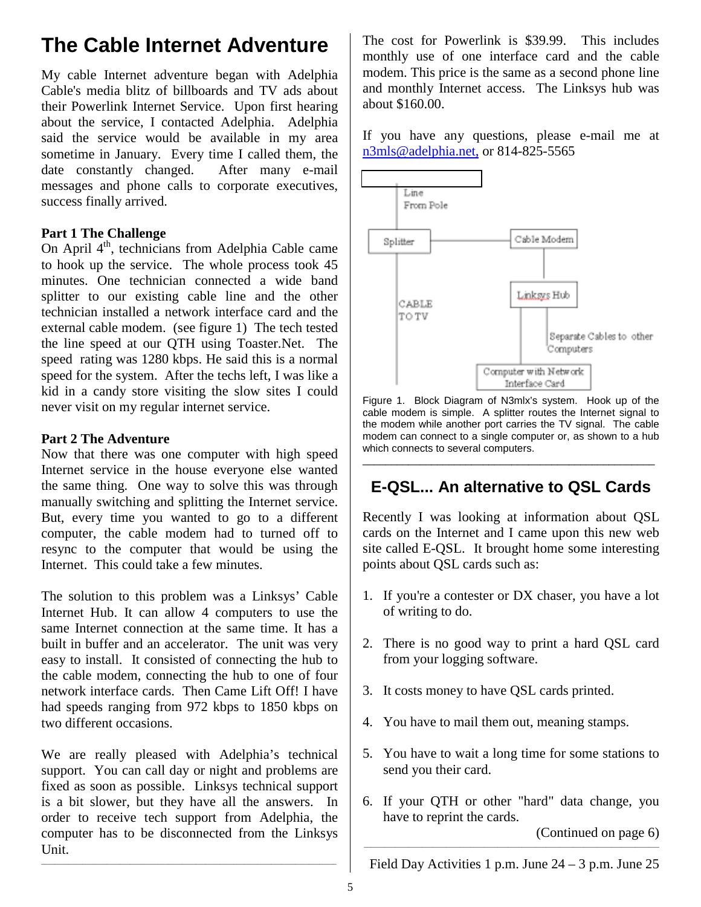# The Cable Internet Adventure

My cable Internet adventure began with Adelphia Cable's media blitz of billboards and TV ads about their Powerlink Internet Service. Upon first hearing about the service, I contacted Adelphia. Adelphia said the service would be available in my area sometime in January. Every time I called them, the date constantly changed. After many e-mail messages and phone calls to corporate executives, success finally arrived.

**Part 1 The Challenge**

On April 4th, technicians from Adelphia Cable came to hook up the service. The whole process took 45 minutes. One technician connected a wide band splitter to our existing cable line and the other technician installed a network interface card and the external cable modem. (see figure 1) The tech tested the line speed at our QTH using Toaster.Net. The speed rating was 1280 kbps. He said this is a normal speed for the system. After the techs left, I was like a kid in a candy store visiting the slow sites I could never visit on my regular internet service.

**Part 2 The Adventure**

Now that there was one computer with high speed Internet service in the house everyone else wanted the same thing. One way to solve this was through manually switching and splitting the Internet service. But, every time you wanted to go to a different computer, the cable modem had to turned off to resync to the computer that would be using the Internet. This could take a few minutes.

The solution to this problem was a Linksys' Cable Internet Hub. It can allow 4 computers to use the same Internet connection at the same time. It has a built in buffer and an accelerator. The unit was very easy to install. It consisted of connecting the hub to the cable modem, connecting the hub to one of four network interface cards. Then Came Lift Off! I have had speeds ranging from 972 kbps to 1850 kbps on two different occasions.

We are really pleased with Adelphia's technical support. You can call day or night and problems are fixed as soon as possible. Linksys technical support is a bit slower, but they have all the answers. In order to receive tech support from Adelphia, the computer has to be disconnected from the Linksys Unit.

The cost for Powerlink is $39.99. This includes monthly use of one interface card and the cable modem. This price is the same as a second phone line and monthly Internet access. The Linksys hub was about $160.00.

If you have any questions, please e-mail me at n3mls@adelphia.net, or 814-825-5565

Line From Pole

Splitter — Cable Modem

CABLE TO TV

Linksys Hub

Separate Cables to other Computers

Computer with Network Interface Card

Figure 1. Block Diagram of N3mlx's system. Hook up of the cable modem is simple. A splitter routes the Internet signal to the modem while another port carries the TV signal. The cable modem can connect to a single computer or, as shown to a hub which connects to several computers.

## E-QSL... An alternative to QSL Cards

Recently I was looking at information about QSL cards on the Internet and I came upon this new web site called E-QSL. It brought home some interesting points about QSL cards such as:

1. If you're a contester or DX chaser, you have a lot of writing to do.
2. There is no good way to print a hard QSL card from your logging software.
3. It costs money to have QSL cards printed.
4. You have to mail them out, meaning stamps.
5. You have to wait a long time for some stations to send you their card.
6. If your QTH or other "hard" data change, you have to reprint the cards.

(Continued on page 6)

Field Day Activities 1 p.m. June 24 – 3 p.m. June 25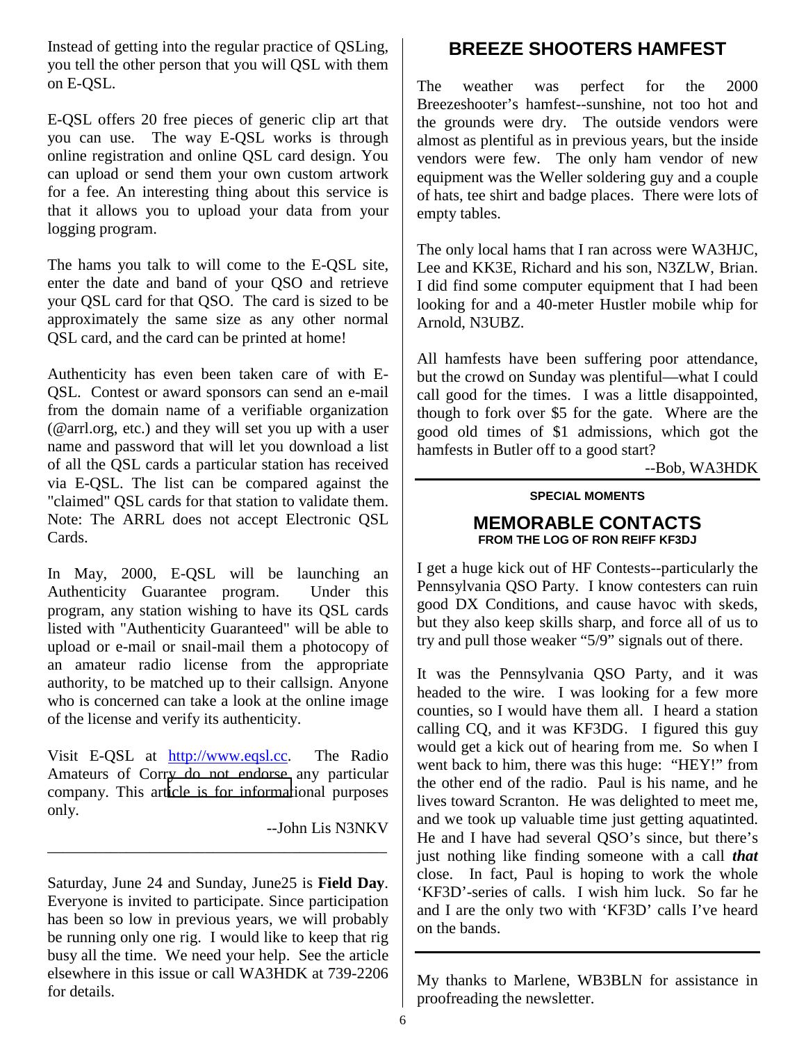Instead of getting into the regular practice of QSLing, you tell the other person that you will QSL with them on E-QSL.

E-QSL offers 20 free pieces of generic clip art that you can use. The way E-QSL works is through online registration and online QSL card design. You can upload or send them your own custom artwork for a fee. An interesting thing about this service is that it allows you to upload your data from your logging program.

The hams you talk to will come to the E-QSL site, enter the date and band of your QSO and retrieve your QSL card for that QSO. The card is sized to be approximately the same size as any other normal QSL card, and the card can be printed at home!

Authenticity has even been taken care of with E-QSL. Contest or award sponsors can send an e-mail from the domain name of a verifiable organization (@arrl.org, etc.) and they will set you up with a user name and password that will let you download a list of all the QSL cards a particular station has received via E-QSL. The list can be compared against the "claimed" QSL cards for that station to validate them. Note: The ARRL does not accept Electronic QSL Cards.

In May, 2000, E-QSL will be launching an Authenticity Guarantee program. Under this program, any station wishing to have its QSL cards listed with "Authenticity Guaranteed" will be able to upload or e-mail or snail-mail them a photocopy of an amateur radio license from the appropriate authority, to be matched up to their callsign. Anyone who is concerned can take a look at the online image of the license and verify its authenticity.

Visit E-QSL at http://www.eqsl.cc. The Radio Amateurs of Corry do not endorse any particular company. This article is for informational purposes only.

--John Lis N3NKV

---

Saturday, June 24 and Sunday, June25 is **Field Day**. Everyone is invited to participate. Since participation has been so low in previous years, we will probably be running only one rig. I would like to keep that rig busy all the time. We need your help. See the article elsewhere in this issue or call WA3HDK at 739-2206 for details.

## BREEZE SHOOTERS HAMFEST

The weather was perfect for the 2000 Breezeshooter's hamfest--sunshine, not too hot and the grounds were dry. The outside vendors were almost as plentiful as in previous years, but the inside vendors were few. The only ham vendor of new equipment was the Weller soldering guy and a couple of hats, tee shirt and badge places. There were lots of empty tables.

The only local hams that I ran across were WA3HJC, Lee and KK3E, Richard and his son, N3ZLW, Brian. I did find some computer equipment that I had been looking for and a 40-meter Hustler mobile whip for Arnold, N3UBZ.

All hamfests have been suffering poor attendance, but the crowd on Sunday was plentiful—what I could call good for the times. I was a little disappointed, though to fork over $5 for the gate. Where are the good old times of $1 admissions, which got the hamfests in Butler off to a good start?

--Bob, WA3HDK

---

**SPECIAL MOMENTS**

## MEMORABLE CONTACTS

**FROM THE LOG OF RON REIFF KF3DJ**

I get a huge kick out of HF Contests--particularly the Pennsylvania QSO Party. I know contesters can ruin good DX Conditions, and cause havoc with skeds, but they also keep skills sharp, and force all of us to try and pull those weaker "5/9" signals out of there.

It was the Pennsylvania QSO Party, and it was headed to the wire. I was looking for a few more counties, so I would have them all. I heard a station calling CQ, and it was KF3DG. I figured this guy would get a kick out of hearing from me. So when I went back to him, there was this huge: "HEY!" from the other end of the radio. Paul is his name, and he lives toward Scranton. He was delighted to meet me, and we took up valuable time just getting aquatinted. He and I have had several QSO's since, but there's just nothing like finding someone with a call ***that*** close. In fact, Paul is hoping to work the whole 'KF3D'-series of calls. I wish him luck. So far he and I are the only two with 'KF3D' calls I've heard on the bands.

---

My thanks to Marlene, WB3BLN for assistance in proofreading the newsletter.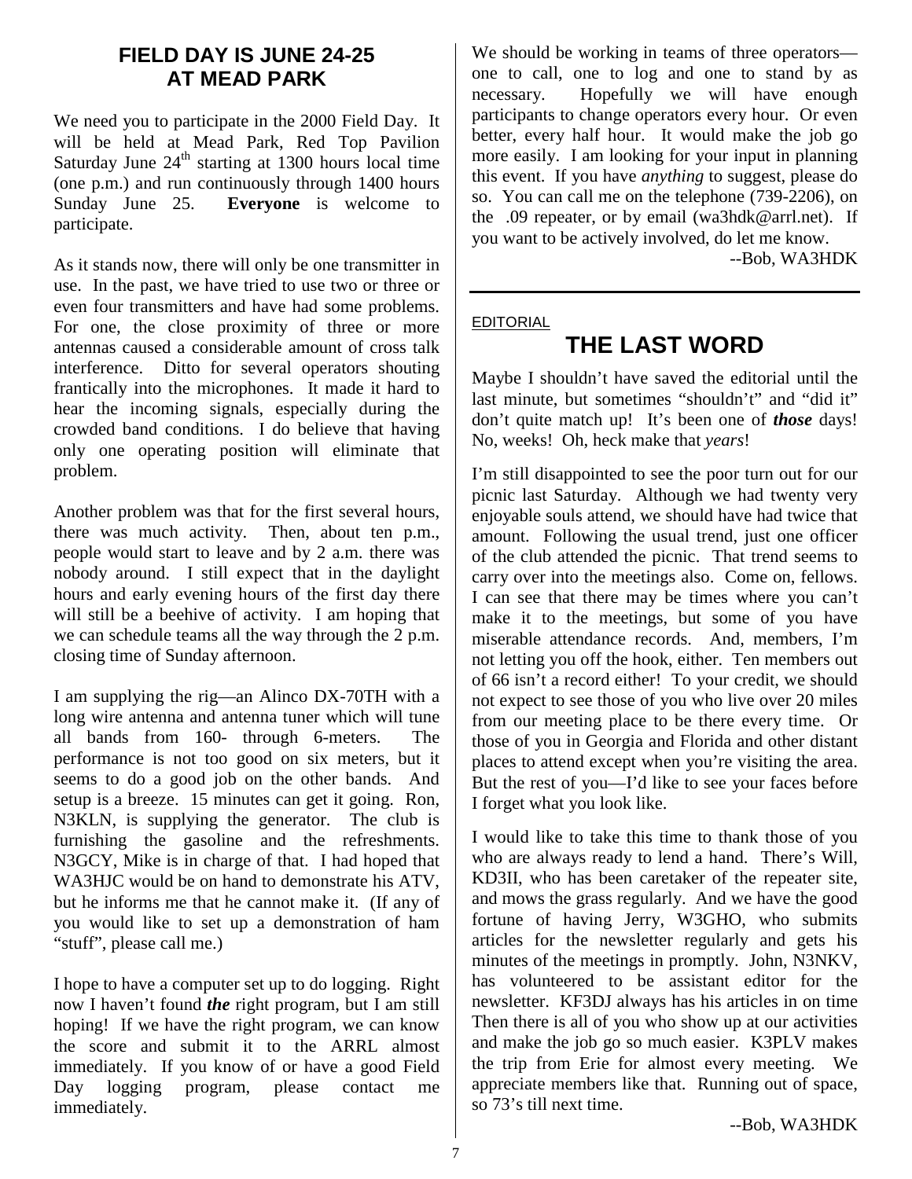## FIELD DAY IS JUNE 24-25 AT MEAD PARK

We need you to participate in the 2000 Field Day. It will be held at Mead Park, Red Top Pavilion Saturday June 24th starting at 1300 hours local time (one p.m.) and run continuously through 1400 hours Sunday June 25. **Everyone** is welcome to participate.

As it stands now, there will only be one transmitter in use. In the past, we have tried to use two or three or even four transmitters and have had some problems. For one, the close proximity of three or more antennas caused a considerable amount of cross talk interference. Ditto for several operators shouting frantically into the microphones. It made it hard to hear the incoming signals, especially during the crowded band conditions. I do believe that having only one operating position will eliminate that problem.

Another problem was that for the first several hours, there was much activity. Then, about ten p.m., people would start to leave and by 2 a.m. there was nobody around. I still expect that in the daylight hours and early evening hours of the first day there will still be a beehive of activity. I am hoping that we can schedule teams all the way through the 2 p.m. closing time of Sunday afternoon.

I am supplying the rig—an Alinco DX-70TH with a long wire antenna and antenna tuner which will tune all bands from 160- through 6-meters. The performance is not too good on six meters, but it seems to do a good job on the other bands. And setup is a breeze. 15 minutes can get it going. Ron, N3KLN, is supplying the generator. The club is furnishing the gasoline and the refreshments. N3GCY, Mike is in charge of that. I had hoped that WA3HJC would be on hand to demonstrate his ATV, but he informs me that he cannot make it. (If any of you would like to set up a demonstration of ham "stuff", please call me.)

I hope to have a computer set up to do logging. Right now I haven't found ***the*** right program, but I am still hoping! If we have the right program, we can know the score and submit it to the ARRL almost immediately. If you know of or have a good Field Day logging program, please contact me immediately.

We should be working in teams of three operators—one to call, one to log and one to stand by as necessary. Hopefully we will have enough participants to change operators every hour. Or even better, every half hour. It would make the job go more easily. I am looking for your input in planning this event. If you have *anything* to suggest, please do so. You can call me on the telephone (739-2206), on the .09 repeater, or by email (wa3hdk@arrl.net). If you want to be actively involved, do let me know.

--Bob, WA3HDK

---

EDITORIAL

## THE LAST WORD

Maybe I shouldn't have saved the editorial until the last minute, but sometimes "shouldn't" and "did it" don't quite match up! It's been one of ***those*** days! No, weeks! Oh, heck make that *years*!

I'm still disappointed to see the poor turn out for our picnic last Saturday. Although we had twenty very enjoyable souls attend, we should have had twice that amount. Following the usual trend, just one officer of the club attended the picnic. That trend seems to carry over into the meetings also. Come on, fellows. I can see that there may be times where you can't make it to the meetings, but some of you have miserable attendance records. And, members, I'm not letting you off the hook, either. Ten members out of 66 isn't a record either! To your credit, we should not expect to see those of you who live over 20 miles from our meeting place to be there every time. Or those of you in Georgia and Florida and other distant places to attend except when you're visiting the area. But the rest of you—I'd like to see your faces before I forget what you look like.

I would like to take this time to thank those of you who are always ready to lend a hand. There's Will, KD3II, who has been caretaker of the repeater site, and mows the grass regularly. And we have the good fortune of having Jerry, W3GHO, who submits articles for the newsletter regularly and gets his minutes of the meetings in promptly. John, N3NKV, has volunteered to be assistant editor for the newsletter. KF3DJ always has his articles in on time Then there is all of you who show up at our activities and make the job go so much easier. K3PLV makes the trip from Erie for almost every meeting. We appreciate members like that. Running out of space, so 73's till next time.

--Bob, WA3HDK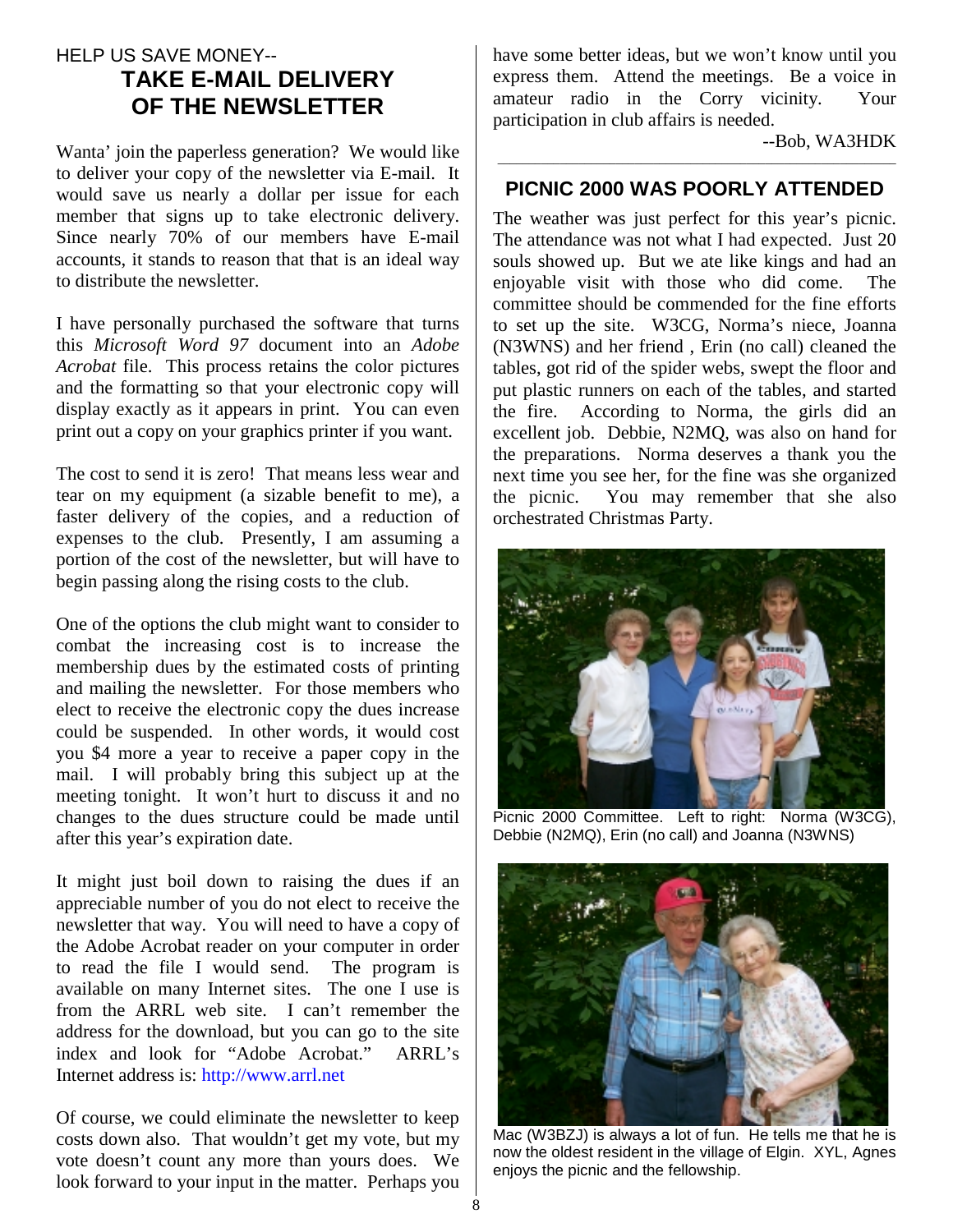HELP US SAVE MONEY--

## TAKE E-MAIL DELIVERY OF THE NEWSLETTER

Wanta' join the paperless generation? We would like to deliver your copy of the newsletter via E-mail. It would save us nearly a dollar per issue for each member that signs up to take electronic delivery. Since nearly 70% of our members have E-mail accounts, it stands to reason that that is an ideal way to distribute the newsletter.

I have personally purchased the software that turns this *Microsoft Word 97* document into an *Adobe Acrobat* file. This process retains the color pictures and the formatting so that your electronic copy will display exactly as it appears in print. You can even print out a copy on your graphics printer if you want.

The cost to send it is zero! That means less wear and tear on my equipment (a sizable benefit to me), a faster delivery of the copies, and a reduction of expenses to the club. Presently, I am assuming a portion of the cost of the newsletter, but will have to begin passing along the rising costs to the club.

One of the options the club might want to consider to combat the increasing cost is to increase the membership dues by the estimated costs of printing and mailing the newsletter. For those members who elect to receive the electronic copy the dues increase could be suspended. In other words, it would cost you $4 more a year to receive a paper copy in the mail. I will probably bring this subject up at the meeting tonight. It won't hurt to discuss it and no changes to the dues structure could be made until after this year's expiration date.

It might just boil down to raising the dues if an appreciable number of you do not elect to receive the newsletter that way. You will need to have a copy of the Adobe Acrobat reader on your computer in order to read the file I would send. The program is available on many Internet sites. The one I use is from the ARRL web site. I can't remember the address for the download, but you can go to the site index and look for "Adobe Acrobat." ARRL's Internet address is: http://www.arrl.net

Of course, we could eliminate the newsletter to keep costs down also. That wouldn't get my vote, but my vote doesn't count any more than yours does. We look forward to your input in the matter. Perhaps you have some better ideas, but we won't know until you express them. Attend the meetings. Be a voice in amateur radio in the Corry vicinity. Your participation in club affairs is needed.

--Bob, WA3HDK

---

## PICNIC 2000 WAS POORLY ATTENDED

The weather was just perfect for this year's picnic. The attendance was not what I had expected. Just 20 souls showed up. But we ate like kings and had an enjoyable visit with those who did come. The committee should be commended for the fine efforts to set up the site. W3CG, Norma's niece, Joanna (N3WNS) and her friend , Erin (no call) cleaned the tables, got rid of the spider webs, swept the floor and put plastic runners on each of the tables, and started the fire. According to Norma, the girls did an excellent job. Debbie, N2MQ, was also on hand for the preparations. Norma deserves a thank you the next time you see her, for the fine was she organized the picnic. You may remember that she also orchestrated Christmas Party.

Picnic 2000 Committee. Left to right: Norma (W3CG), Debbie (N2MQ), Erin (no call) and Joanna (N3WNS)

Mac (W3BZJ) is always a lot of fun. He tells me that he is now the oldest resident in the village of Elgin. XYL, Agnes enjoys the picnic and the fellowship.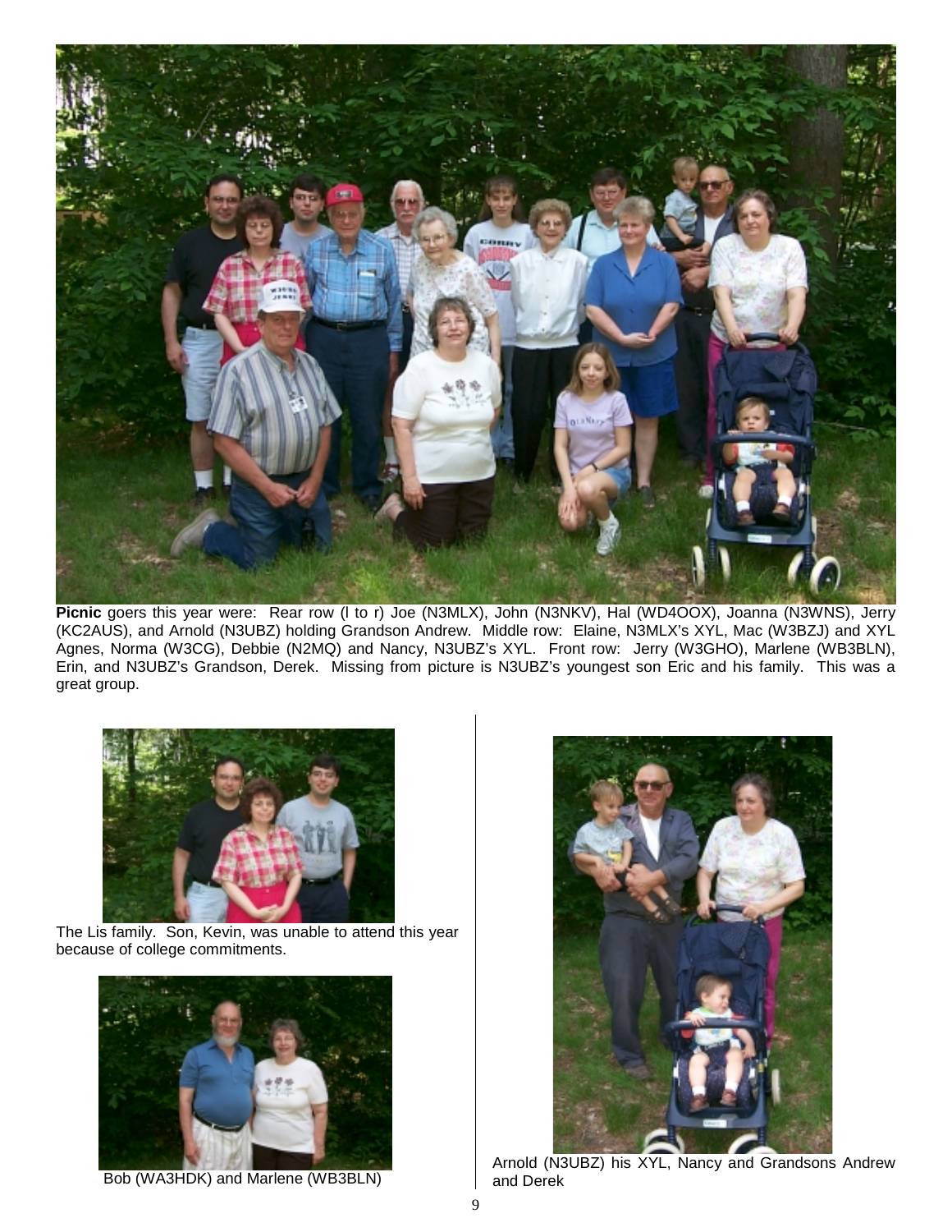**Picnic** goers this year were: Rear row (l to r) Joe (N3MLX), John (N3NKV), Hal (WD4OOX), Joanna (N3WNS), Jerry (KC2AUS), and Arnold (N3UBZ) holding Grandson Andrew. Middle row: Elaine, N3MLX's XYL, Mac (W3BZJ) and XYL Agnes, Norma (W3CG), Debbie (N2MQ) and Nancy, N3UBZ's XYL. Front row: Jerry (W3GHO), Marlene (WB3BLN), Erin, and N3UBZ's Grandson, Derek. Missing from picture is N3UBZ's youngest son Eric and his family. This was a great group.

The Lis family. Son, Kevin, was unable to attend this year because of college commitments.

Bob (WA3HDK) and Marlene (WB3BLN)

Arnold (N3UBZ) his XYL, Nancy and Grandsons Andrew and Derek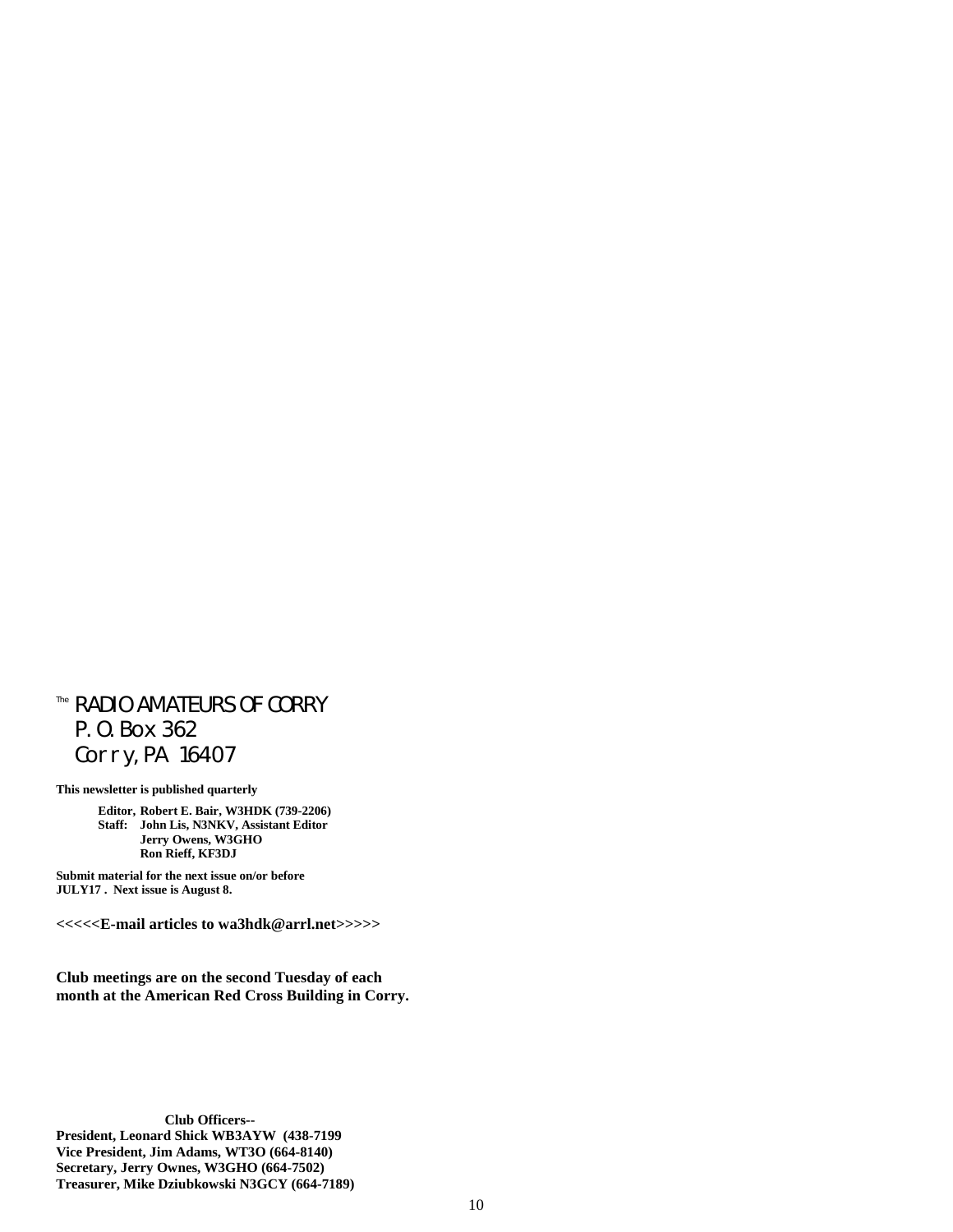The RADIO AMATEURS OF CORRY
P. O. Box 362
Corry, PA 16407

**This newsletter is published quarterly**

**Editor, Robert E. Bair, W3HDK (739-2206)**
**Staff: John Lis, N3NKV, Assistant Editor**
**Jerry Owens, W3GHO**
**Ron Rieff, KF3DJ**

**Submit material for the next issue on/or before JULY17 . Next issue is August 8.**

**<<<<<E-mail articles to wa3hdk@arrl.net>>>>>**

**Club meetings are on the second Tuesday of each month at the American Red Cross Building in Corry.**

**Club Officers--**
**President, Leonard Shick WB3AYW (438-7199**
**Vice President, Jim Adams, WT3O (664-8140)**
**Secretary, Jerry Ownes, W3GHO (664-7502)**
**Treasurer, Mike Dziubkowski N3GCY (664-7189)**